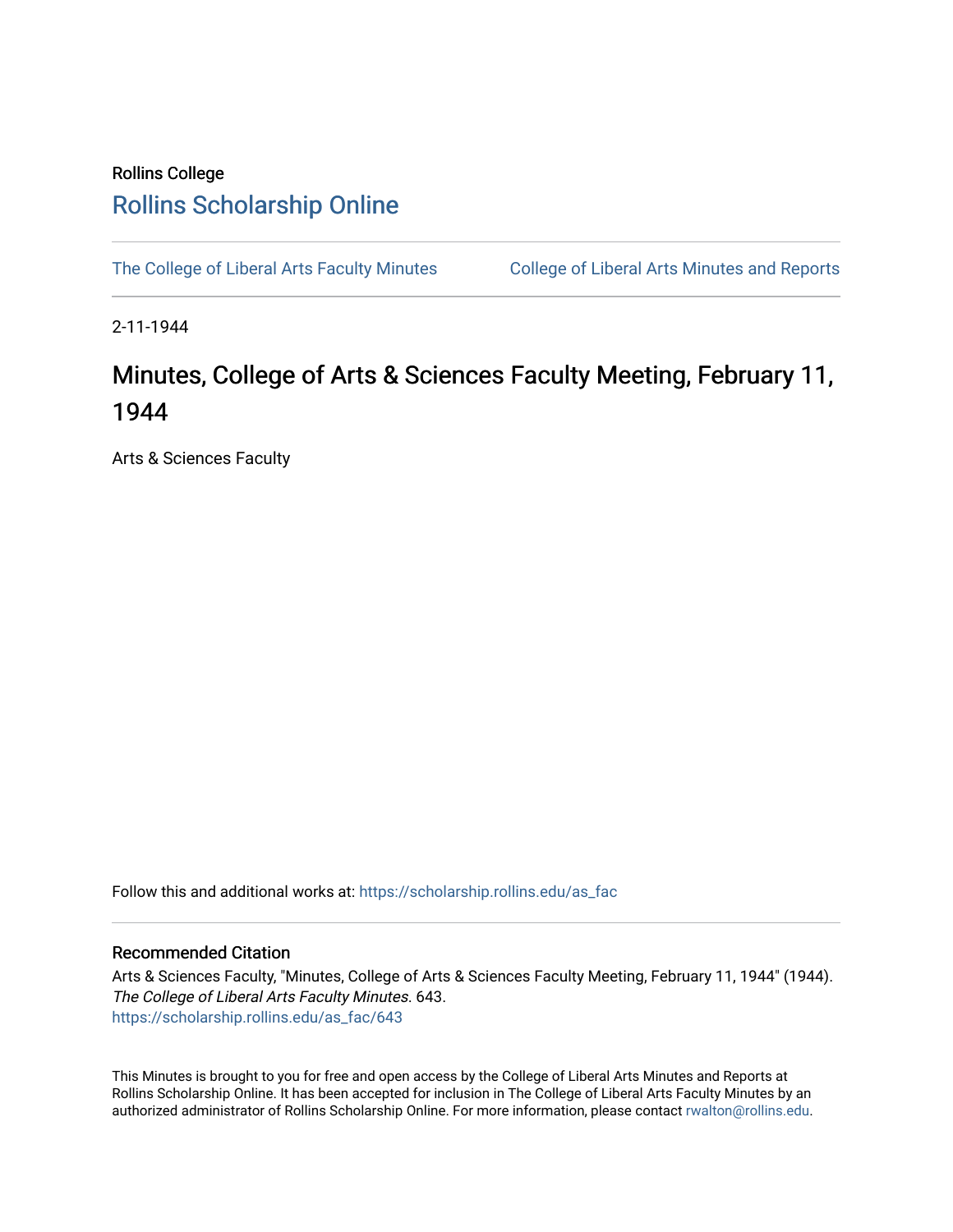Rollins College

# Rollins Scholarship Online

The College of Liberal Arts Faculty Minutes

College of Liberal Arts Minutes and Reports

2-11-1944

# Minutes, College of Arts & Sciences Faculty Meeting, February 11, 1944

Arts & Sciences Faculty

Follow this and additional works at: https://scholarship.rollins.edu/as_fac

## Recommended Citation

Arts & Sciences Faculty, "Minutes, College of Arts & Sciences Faculty Meeting, February 11, 1944" (1944). *The College of Liberal Arts Faculty Minutes*. 643.
https://scholarship.rollins.edu/as_fac/643

This Minutes is brought to you for free and open access by the College of Liberal Arts Minutes and Reports at Rollins Scholarship Online. It has been accepted for inclusion in The College of Liberal Arts Faculty Minutes by an authorized administrator of Rollins Scholarship Online. For more information, please contact rwalton@rollins.edu.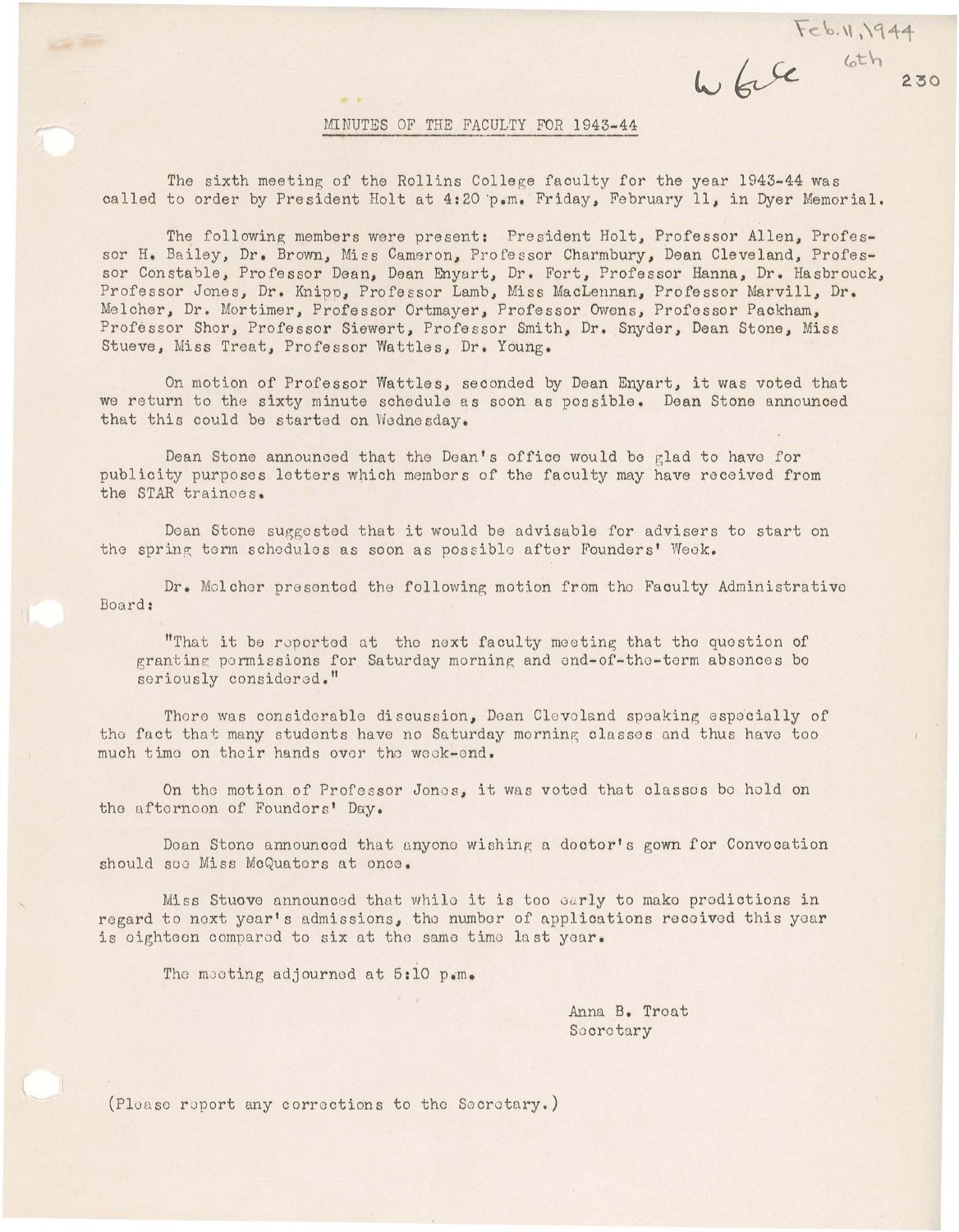Feb. 11, 1944
6th

## MINUTES OF THE FACULTY FOR 1943-44

The sixth meeting of the Rollins College faculty for the year 1943-44 was called to order by President Holt at 4:20 p.m. Friday, February 11, in Dyer Memorial.

The following members were present: President Holt, Professor Allen, Professor H. Bailey, Dr. Brown, Miss Cameron, Professor Charmbury, Dean Cleveland, Professor Constable, Professor Dean, Dean Enyart, Dr. Fort, Professor Hanna, Dr. Hasbrouck, Professor Jones, Dr. Knipp, Professor Lamb, Miss MacLennan, Professor Marvill, Dr. Melcher, Dr. Mortimer, Professor Ortmayer, Professor Owens, Professor Packham, Professor Shor, Professor Siewert, Professor Smith, Dr. Snyder, Dean Stone, Miss Stueve, Miss Treat, Professor Wattles, Dr. Young.

On motion of Professor Wattles, seconded by Dean Enyart, it was voted that we return to the sixty minute schedule as soon as possible. Dean Stone announced that this could be started on Wednesday.

Dean Stone announced that the Dean's office would be glad to have for publicity purposes letters which members of the faculty may have received from the STAR trainees.

Dean Stone suggested that it would be advisable for advisers to start on the spring term schedules as soon as possible after Founders' Week.

Dr. Melcher presented the following motion from the Faculty Administrative Board:

> "That it be reported at the next faculty meeting that the question of granting permissions for Saturday morning and end-of-the-term absences be seriously considered."

There was considerable discussion, Dean Cleveland speaking especially of the fact that many students have no Saturday morning classes and thus have too much time on their hands over the week-end.

On the motion of Professor Jones, it was voted that classes be held on the afternoon of Founders' Day.

Dean Stone announced that anyone wishing a doctor's gown for Convocation should see Miss McQuaters at once.

Miss Stueve announced that while it is too early to make predictions in regard to next year's admissions, the number of applications received this year is eighteen compared to six at the same time last year.

The meeting adjourned at 5:10 p.m.

Anna B. Treat
Secretary

(Please report any corrections to the Secretary.)